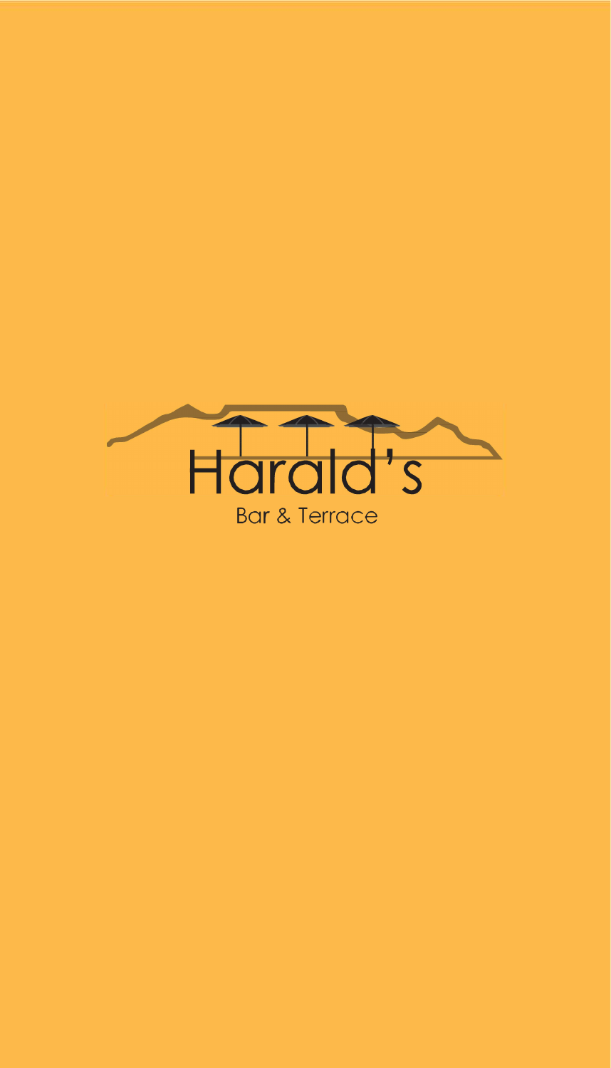# Harald's

Bar & Terrace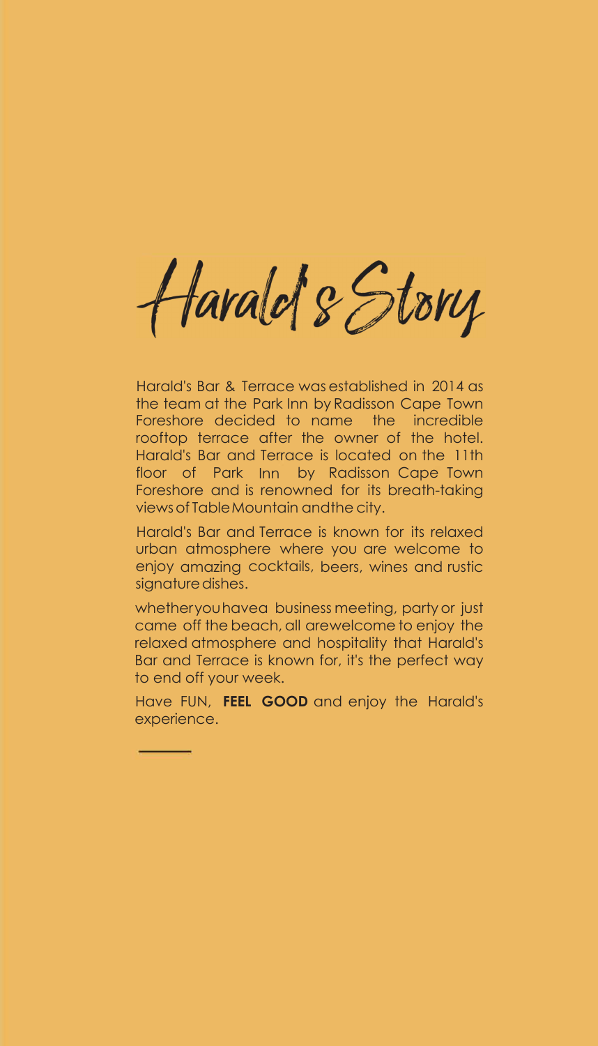# Harald's Story

Harald's Bar & Terrace was established in 2014 as the team at the Park Inn by Radisson Cape Town Foreshore decided to name the incredible rooftop terrace after the owner of the hotel. Harald's Bar and Terrace is located on the 11th floor of Park Inn by Radisson Cape Town Foreshore and is renowned for its breath-taking views of Table Mountain andthe city.

Harald's Bar and Terrace is known for its relaxed urban atmosphere where you are welcome to enjoy amazing cocktails, beers, wines and rustic signature dishes.

whetheryouhavea business meeting, party or just came off the beach, all arewelcome to enjoy the relaxed atmosphere and hospitality that Harald's Bar and Terrace is known for, it's the perfect way to end off your week.

Have FUN, **FEEL GOOD** and enjoy the Harald's experience.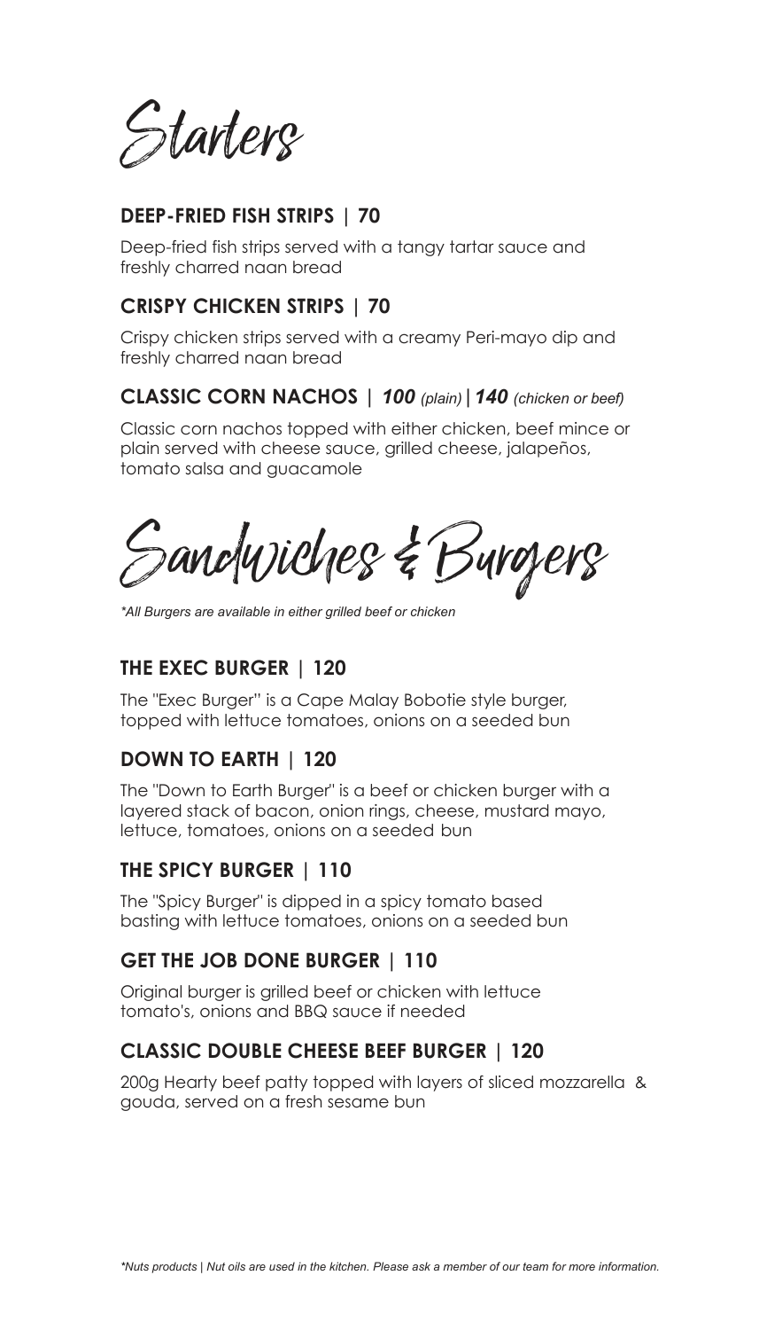# Starters

### DEEP-FRIED FISH STRIPS | 70

Deep-fried fish strips served with a tangy tartar sauce and freshly charred naan bread

### CRISPY CHICKEN STRIPS | 70

Crispy chicken strips served with a creamy Peri-mayo dip and freshly charred naan bread

### CLASSIC CORN NACHOS | *100 (plain)* | *140 (chicken or beef)*

Classic corn nachos topped with either chicken, beef mince or plain served with cheese sauce, grilled cheese, jalapeños, tomato salsa and guacamole

# Sandwiches & Burgers

*\*All Burgers are available in either grilled beef or chicken*

### THE EXEC BURGER | 120

The "Exec Burger" is a Cape Malay Bobotie style burger, topped with lettuce tomatoes, onions on a seeded bun

### DOWN TO EARTH | 120

The "Down to Earth Burger" is a beef or chicken burger with a layered stack of bacon, onion rings, cheese, mustard mayo, lettuce, tomatoes, onions on a seeded bun

### THE SPICY BURGER | 110

The "Spicy Burger" is dipped in a spicy tomato based basting with lettuce tomatoes, onions on a seeded bun

### GET THE JOB DONE BURGER | 110

Original burger is grilled beef or chicken with lettuce tomato's, onions and BBQ sauce if needed

### CLASSIC DOUBLE CHEESE BEEF BURGER | 120

200g Hearty beef patty topped with layers of sliced mozzarella & gouda, served on a fresh sesame bun

*\*Nuts products | Nut oils are used in the kitchen. Please ask a member of our team for more information.*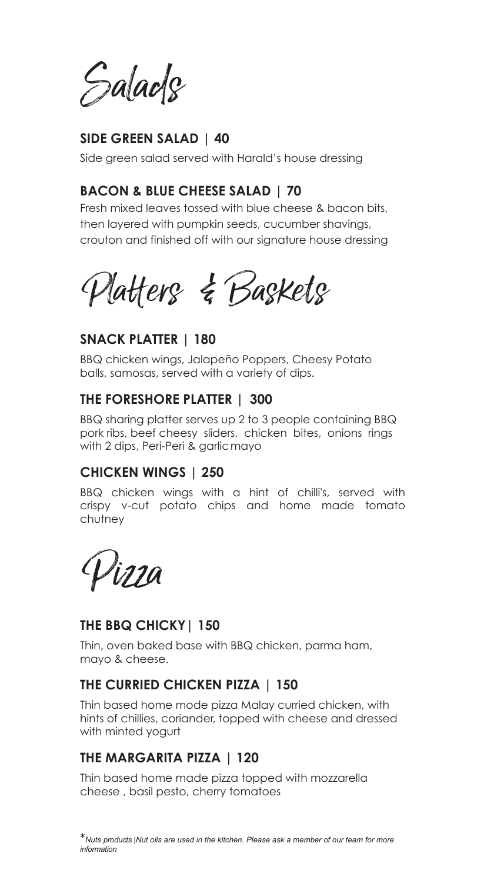# Salads

### SIDE GREEN SALAD | 40

Side green salad served with Harald's house dressing

### BACON & BLUE CHEESE SALAD | 70

Fresh mixed leaves tossed with blue cheese & bacon bits, then layered with pumpkin seeds, cucumber shavings, crouton and finished off with our signature house dressing

# Platters & Baskets

### SNACK PLATTER | 180

BBQ chicken wings, Jalapeño Poppers, Cheesy Potato balls, samosas, served with a variety of dips.

### THE FORESHORE PLATTER | 300

BBQ sharing platter serves up 2 to 3 people containing BBQ pork ribs, beef cheesy sliders, chicken bites, onions rings with 2 dips, Peri-Peri & garlic mayo

### CHICKEN WINGS | 250

BBQ chicken wings with a hint of chilli's, served with crispy v-cut potato chips and home made tomato chutney

# Pizza

### THE BBQ CHICKY| 150

Thin, oven baked base with BBQ chicken, parma ham, mayo & cheese.

### THE CURRIED CHICKEN PIZZA | 150

Thin based home mode pizza Malay curried chicken, with hints of chillies, coriander, topped with cheese and dressed with minted yogurt

### THE MARGARITA PIZZA | 120

Thin based home made pizza topped with mozzarella cheese , basil pesto, cherry tomatoes

**Nuts products |Nut oils are used in the kitchen. Please ask a member of our team for more information*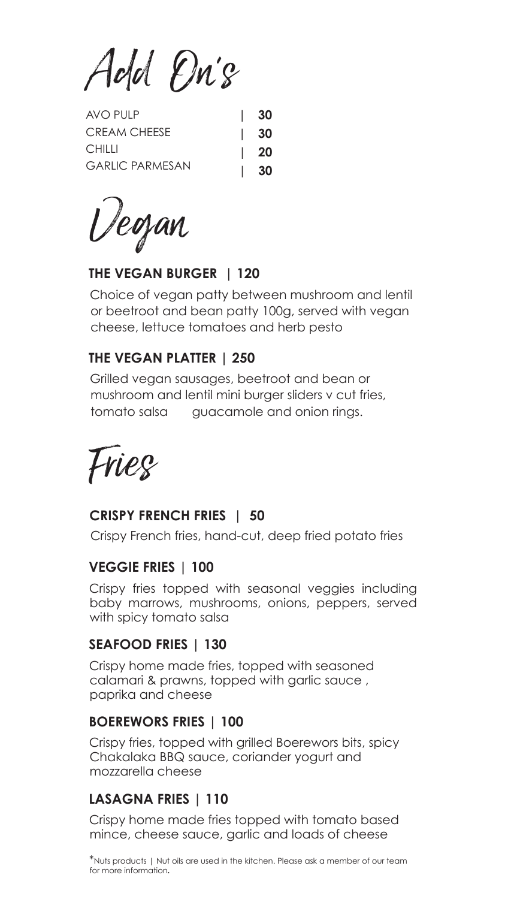# Add On's

| | |
|---|---|
| AVO PULP | **30** |
| CREAM CHEESE | **30** |
| CHILLI | **20** |
| GARLIC PARMESAN | **30** |

# Vegan

### THE VEGAN BURGER | 120

Choice of vegan patty between mushroom and lentil or beetroot and bean patty 100g, served with vegan cheese, lettuce tomatoes and herb pesto

### THE VEGAN PLATTER | 250

Grilled vegan sausages, beetroot and bean or mushroom and lentil mini burger sliders v cut fries, tomato salsa guacamole and onion rings.

# Fries

### CRISPY FRENCH FRIES | 50

Crispy French fries, hand-cut, deep fried potato fries

### VEGGIE FRIES | 100

Crispy fries topped with seasonal veggies including baby marrows, mushrooms, onions, peppers, served with spicy tomato salsa

### SEAFOOD FRIES | 130

Crispy home made fries, topped with seasoned calamari & prawns, topped with garlic sauce , paprika and cheese

### BOEREWORS FRIES | 100

Crispy fries, topped with grilled Boerewors bits, spicy Chakalaka BBQ sauce, coriander yogurt and mozzarella cheese

### LASAGNA FRIES | 110

Crispy home made fries topped with tomato based mince, cheese sauce, garlic and loads of cheese

*Nuts products | Nut oils are used in the kitchen. Please ask a member of our team for more information.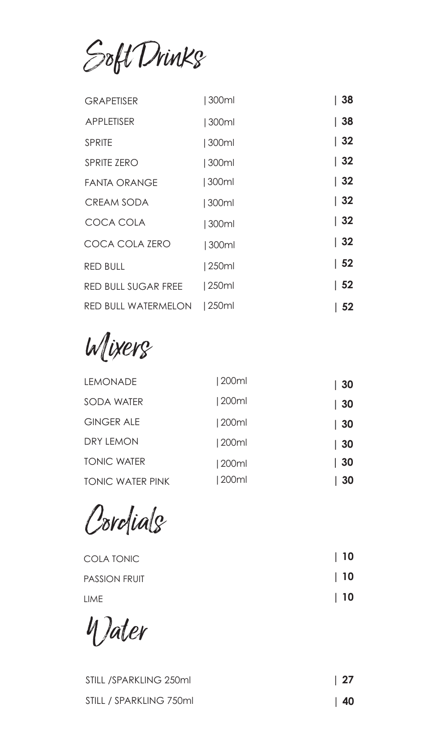# Soft Drinks

| Item | Size | Price |
|---|---|---|
| GRAPETISER | 300ml | 38 |
| APPLETISER | 300ml | 38 |
| SPRITE | 300ml | 32 |
| SPRITE ZERO | 300ml | 32 |
| FANTA ORANGE | 300ml | 32 |
| CREAM SODA | 300ml | 32 |
| COCA COLA | 300ml | 32 |
| COCA COLA ZERO | 300ml | 32 |
| RED BULL | 250ml | 52 |
| RED BULL SUGAR FREE | 250ml | 52 |
| RED BULL WATERMELON | 250ml | 52 |

# Mixers

| Item | Size | Price |
|---|---|---|
| LEMONADE | 200ml | 30 |
| SODA WATER | 200ml | 30 |
| GINGER ALE | 200ml | 30 |
| DRY LEMON | 200ml | 30 |
| TONIC WATER | 200ml | 30 |
| TONIC WATER PINK | 200ml | 30 |

# Cordials

| Item | Price |
|---|---|
| COLA TONIC | 10 |
| PASSION FRUIT | 10 |
| LIME | 10 |

# Water

| Item | Price |
|---|---|
| STILL /SPARKLING 250ml | 27 |
| STILL / SPARKLING 750ml | 40 |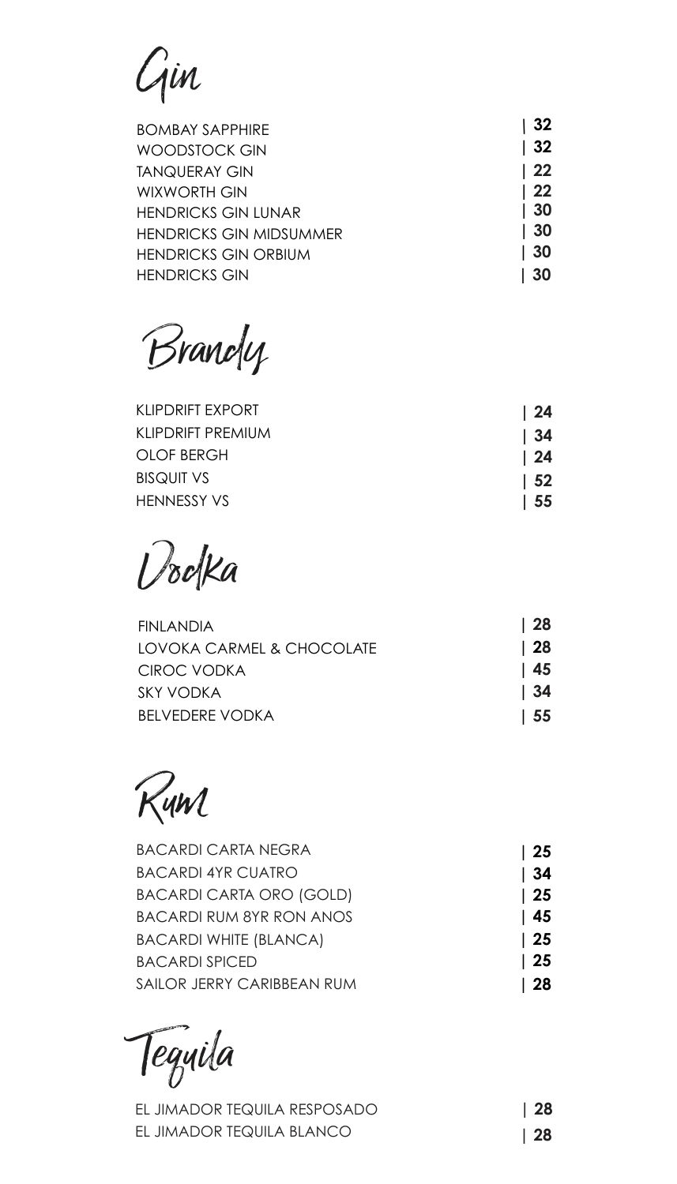# Gin

| | |
|---|---|
| BOMBAY SAPPHIRE | 32 |
| WOODSTOCK GIN | 32 |
| TANQUERAY GIN | 22 |
| WIXWORTH GIN | 22 |
| HENDRICKS GIN LUNAR | 30 |
| HENDRICKS GIN MIDSUMMER | 30 |
| HENDRICKS GIN ORBIUM | 30 |
| HENDRICKS GIN | 30 |

# Brandy

| | |
|---|---|
| KLIPDRIFT EXPORT | 24 |
| KLIPDRIFT PREMIUM | 34 |
| OLOF BERGH | 24 |
| BISQUIT VS | 52 |
| HENNESSY VS | 55 |

# Vodka

| | |
|---|---|
| FINLANDIA | 28 |
| LOVOKA CARMEL & CHOCOLATE | 28 |
| CIROC VODKA | 45 |
| SKY VODKA | 34 |
| BELVEDERE VODKA | 55 |

# Rum

| | |
|---|---|
| BACARDI CARTA NEGRA | 25 |
| BACARDI 4YR CUATRO | 34 |
| BACARDI CARTA ORO (GOLD) | 25 |
| BACARDI RUM 8YR RON ANOS | 45 |
| BACARDI WHITE (BLANCA) | 25 |
| BACARDI SPICED | 25 |
| SAILOR JERRY CARIBBEAN RUM | 28 |

# Tequila

| | |
|---|---|
| EL JIMADOR TEQUILA RESPOSADO | 28 |
| EL JIMADOR TEQUILA BLANCO | 28 |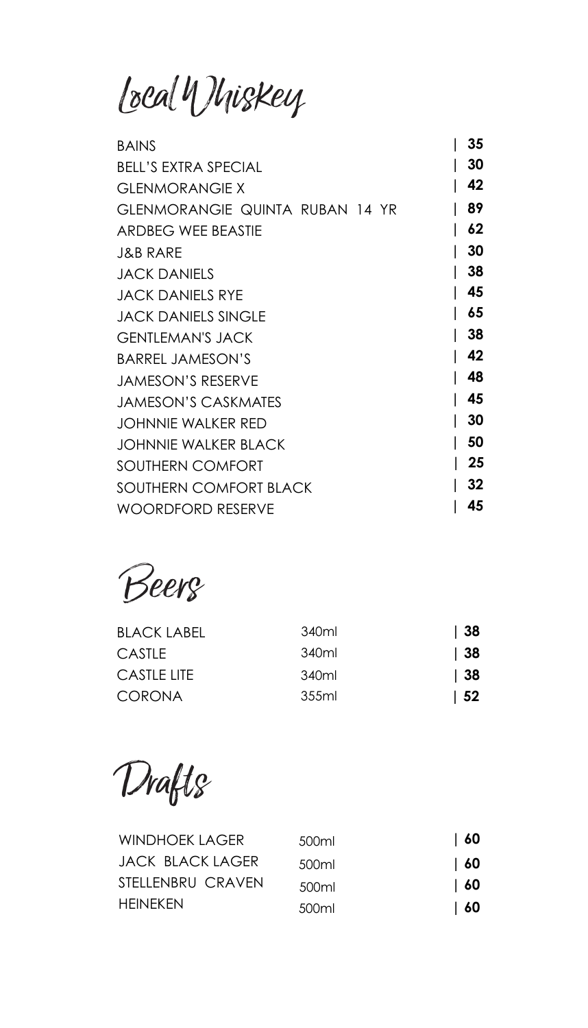# Local Whiskey

| Item | Price |
|---|---|
| BAINS | 35 |
| BELL'S EXTRA SPECIAL | 30 |
| GLENMORANGIE X | 42 |
| GLENMORANGIE QUINTA RUBAN 14 YR | 89 |
| ARDBEG WEE BEASTIE | 62 |
| J&B RARE | 30 |
| JACK DANIELS | 38 |
| JACK DANIELS RYE | 45 |
| JACK DANIELS SINGLE | 65 |
| GENTLEMAN'S JACK | 38 |
| BARREL JAMESON'S | 42 |
| JAMESON'S RESERVE | 48 |
| JAMESON'S CASKMATES | 45 |
| JOHNNIE WALKER RED | 30 |
| JOHNNIE WALKER BLACK | 50 |
| SOUTHERN COMFORT | 25 |
| SOUTHERN COMFORT BLACK | 32 |
| WOORDFORD RESERVE | 45 |

# Beers

| Item | Size | Price |
|---|---|---|
| BLACK LABEL | 340ml | 38 |
| CASTLE | 340ml | 38 |
| CASTLE LITE | 340ml | 38 |
| CORONA | 355ml | 52 |

# Drafts

| Item | Size | Price |
|---|---|---|
| WINDHOEK LAGER | 500ml | 60 |
| JACK BLACK LAGER | 500ml | 60 |
| STELLENBRU CRAVEN | 500ml | 60 |
| HEINEKEN | 500ml | 60 |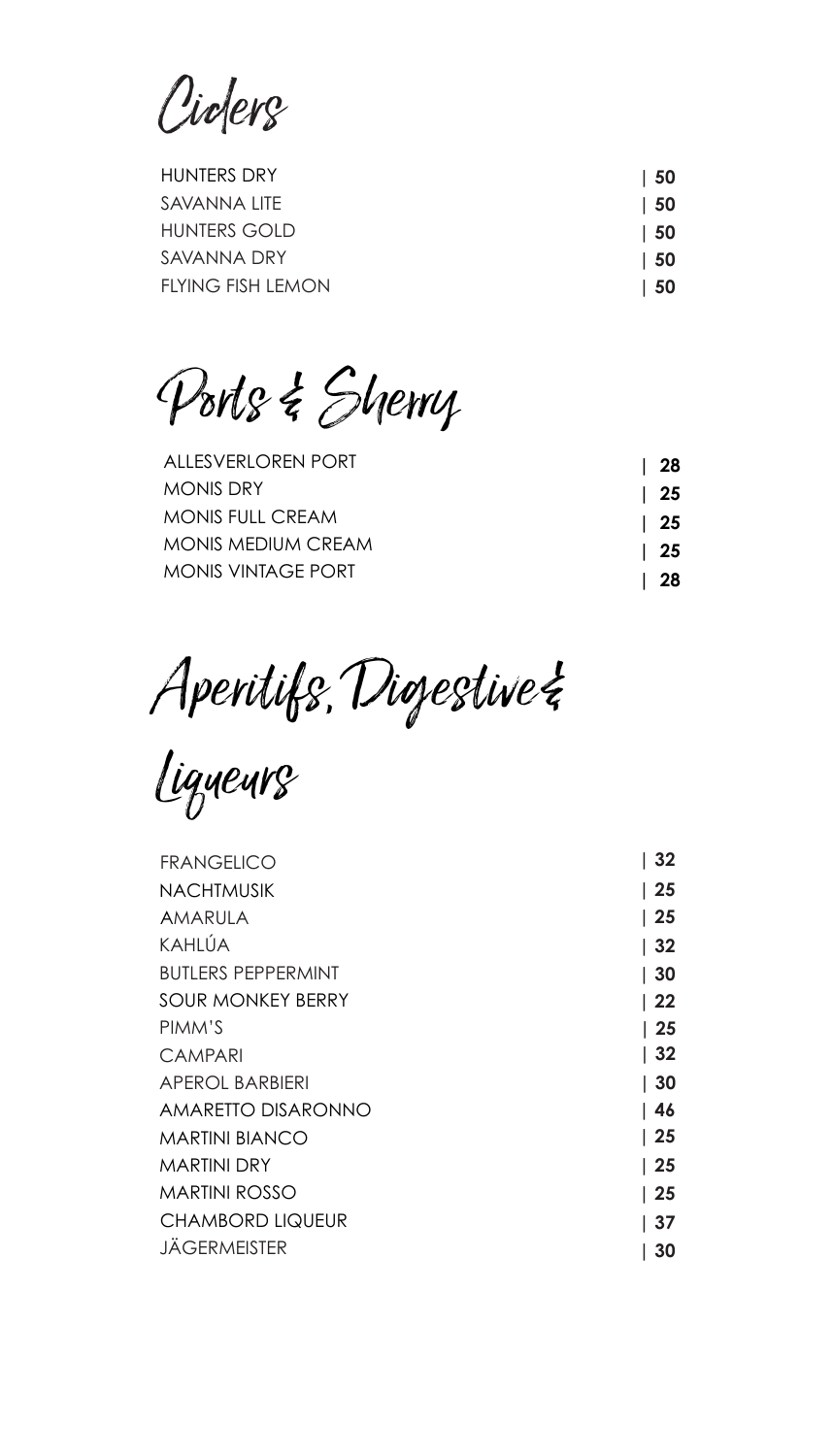# Ciders

| | |
|---|---|
| HUNTERS DRY | 50 |
| SAVANNA LITE | 50 |
| HUNTERS GOLD | 50 |
| SAVANNA DRY | 50 |
| FLYING FISH LEMON | 50 |

# Ports & Sherry

| | |
|---|---|
| ALLESVERLOREN PORT | 28 |
| MONIS DRY | 25 |
| MONIS FULL CREAM | 25 |
| MONIS MEDIUM CREAM | 25 |
| MONIS VINTAGE PORT | 28 |

# Aperitifs, Digestive & Liqueurs

| | |
|---|---|
| FRANGELICO | 32 |
| NACHTMUSIK | 25 |
| AMARULA | 25 |
| KAHLÚA | 32 |
| BUTLERS PEPPERMINT | 30 |
| SOUR MONKEY BERRY | 22 |
| PIMM'S | 25 |
| CAMPARI | 32 |
| APEROL BARBIERI | 30 |
| AMARETTO DISARONNO | 46 |
| MARTINI BIANCO | 25 |
| MARTINI DRY | 25 |
| MARTINI ROSSO | 25 |
| CHAMBORD LIQUEUR | 37 |
| JÄGERMEISTER | 30 |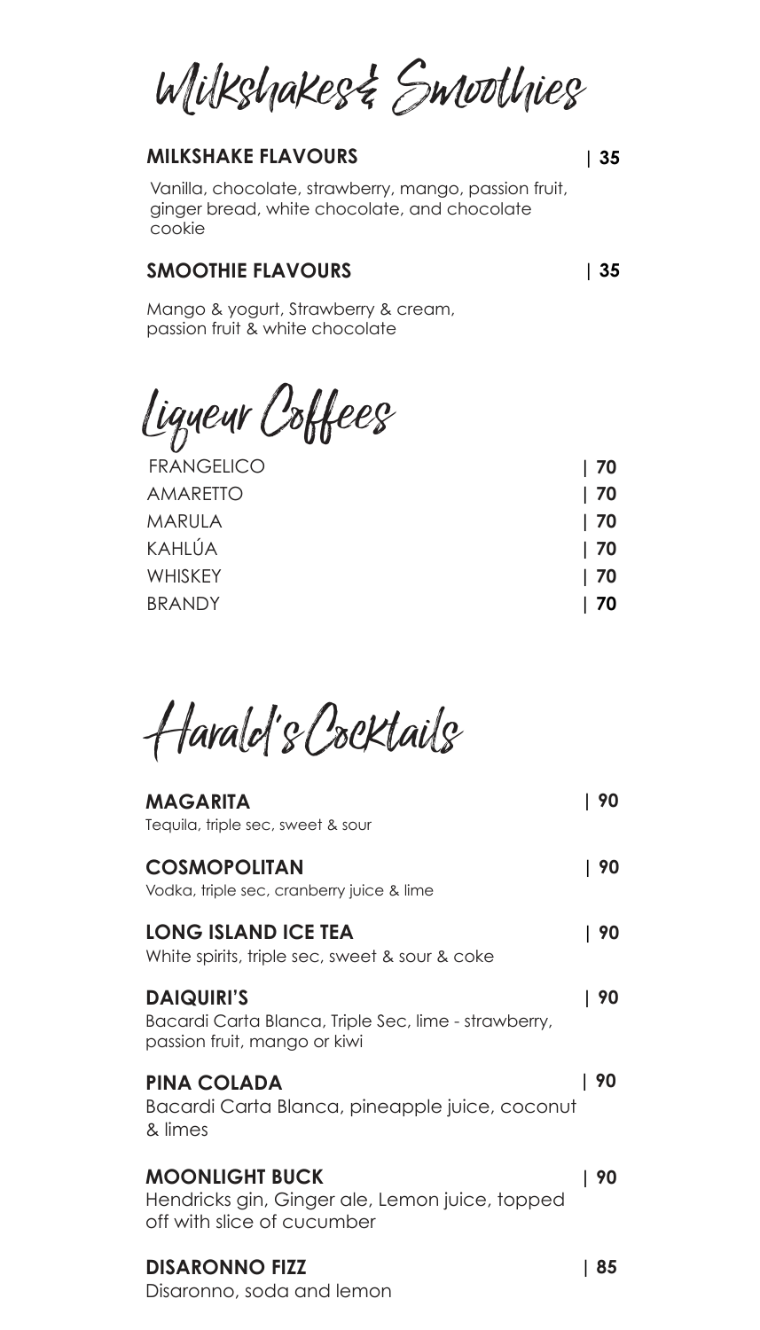# Milkshakes & Smoothies

**MILKSHAKE FLAVOURS** | **35**

Vanilla, chocolate, strawberry, mango, passion fruit, ginger bread, white chocolate, and chocolate cookie

**SMOOTHIE FLAVOURS** | **35**

Mango & yogurt, Strawberry & cream, passion fruit & white chocolate

# Liqueur Coffees

| | |
|---|---|
| FRANGELICO | **70** |
| AMARETTO | **70** |
| MARULA | **70** |
| KAHLÚA | **70** |
| WHISKEY | **70** |
| BRANDY | **70** |

# Harald's Cocktails

**MAGARITA** | **90**
Tequila, triple sec, sweet & sour

**COSMOPOLITAN** | **90**
Vodka, triple sec, cranberry juice & lime

**LONG ISLAND ICE TEA** | **90**
White spirits, triple sec, sweet & sour & coke

**DAIQUIRI'S** | **90**
Bacardi Carta Blanca, Triple Sec, lime - strawberry, passion fruit, mango or kiwi

**PINA COLADA** | **90**
Bacardi Carta Blanca, pineapple juice, coconut & limes

**MOONLIGHT BUCK** | **90**
Hendricks gin, Ginger ale, Lemon juice, topped off with slice of cucumber

**DISARONNO FIZZ** | **85**
Disaronno, soda and lemon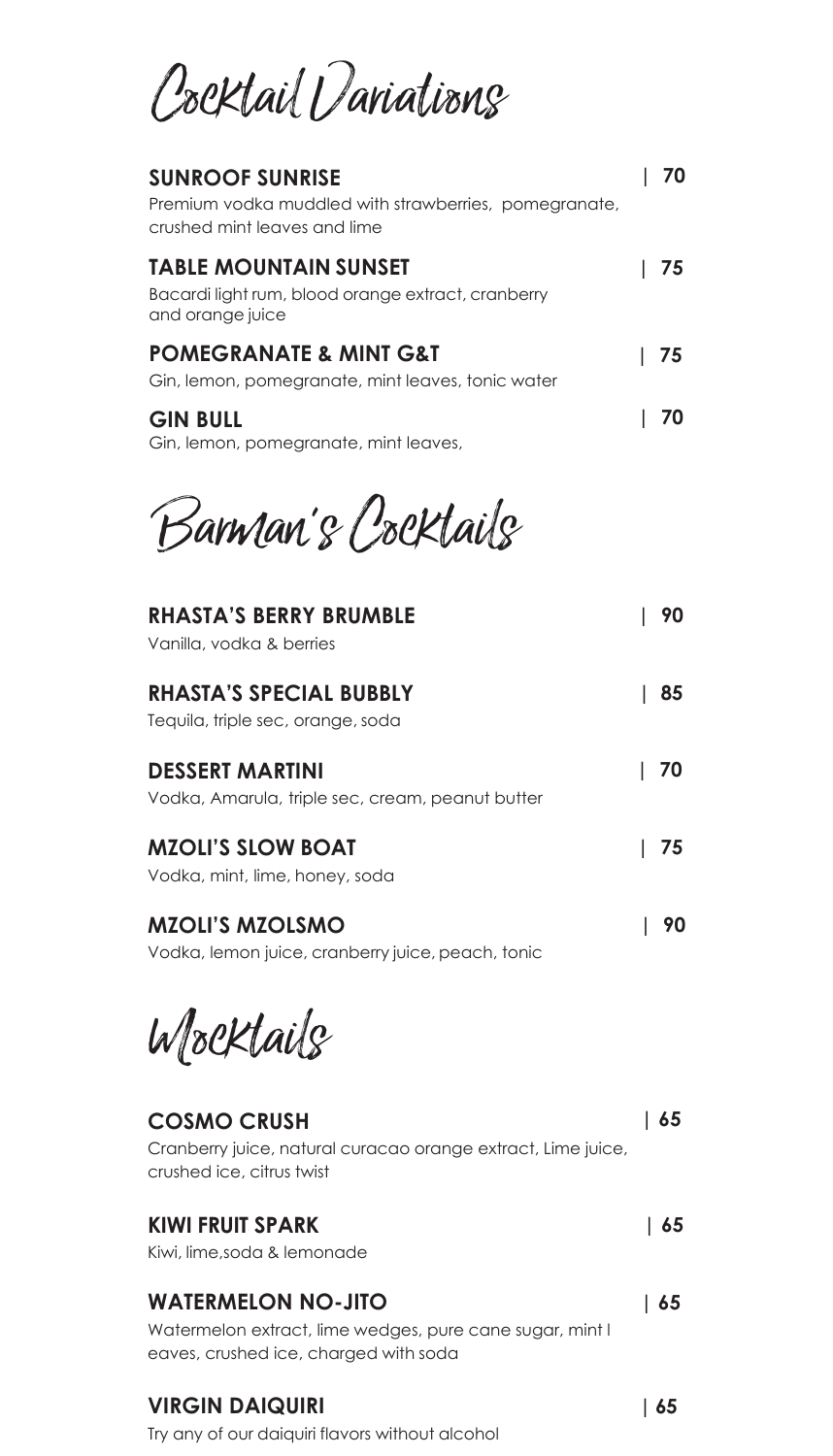# Cocktail Variations

**SUNROOF SUNRISE** | 70
Premium vodka muddled with strawberries, pomegranate, crushed mint leaves and lime

**TABLE MOUNTAIN SUNSET** | 75
Bacardi light rum, blood orange extract, cranberry and orange juice

**POMEGRANATE & MINT G&T** | 75
Gin, lemon, pomegranate, mint leaves, tonic water

**GIN BULL** | 70
Gin, lemon, pomegranate, mint leaves,

# Barman's Cocktails

**RHASTA'S BERRY BRUMBLE** | 90
Vanilla, vodka & berries

**RHASTA'S SPECIAL BUBBLY** | 85
Tequila, triple sec, orange, soda

**DESSERT MARTINI** | 70
Vodka, Amarula, triple sec, cream, peanut butter

**MZOLI'S SLOW BOAT** | 75
Vodka, mint, lime, honey, soda

**MZOLI'S MZOLSMO** | 90
Vodka, lemon juice, cranberry juice, peach, tonic

# Mocktails

**COSMO CRUSH** | 65
Cranberry juice, natural curacao orange extract, Lime juice, crushed ice, citrus twist

**KIWI FRUIT SPARK** | 65
Kiwi, lime,soda & lemonade

**WATERMELON NO-JITO** | 65
Watermelon extract, lime wedges, pure cane sugar, mint leaves, crushed ice, charged with soda

**VIRGIN DAIQUIRI** | 65
Try any of our daiquiri flavors without alcohol